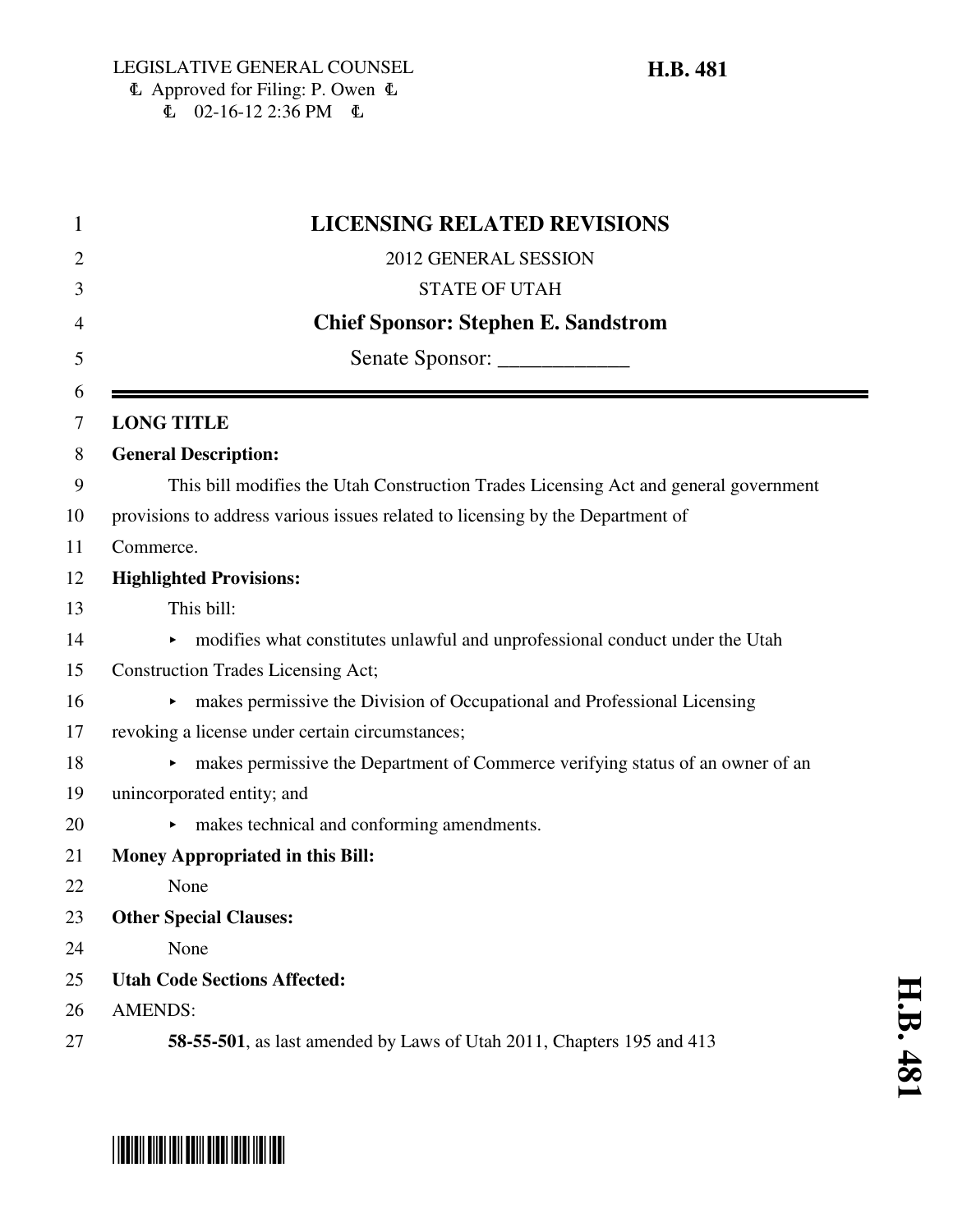LEGISLATIVE GENERAL COUNSEL
Approved for Filing: P. Owen
02-16-12 2:36 PM

**H.B. 481**

# LICENSING RELATED REVISIONS

2012 GENERAL SESSION

STATE OF UTAH

**Chief Sponsor: Stephen E. Sandstrom**

Senate Sponsor: ____________

---

**LONG TITLE**

**General Description:**

This bill modifies the Utah Construction Trades Licensing Act and general government provisions to address various issues related to licensing by the Department of Commerce.

**Highlighted Provisions:**

This bill:

- modifies what constitutes unlawful and unprofessional conduct under the Utah Construction Trades Licensing Act;
- makes permissive the Division of Occupational and Professional Licensing revoking a license under certain circumstances;
- makes permissive the Department of Commerce verifying status of an owner of an unincorporated entity; and
- makes technical and conforming amendments.

**Money Appropriated in this Bill:**

None

**Other Special Clauses:**

None

**Utah Code Sections Affected:**

AMENDS:

**58-55-501**, as last amended by Laws of Utah 2011, Chapters 195 and 413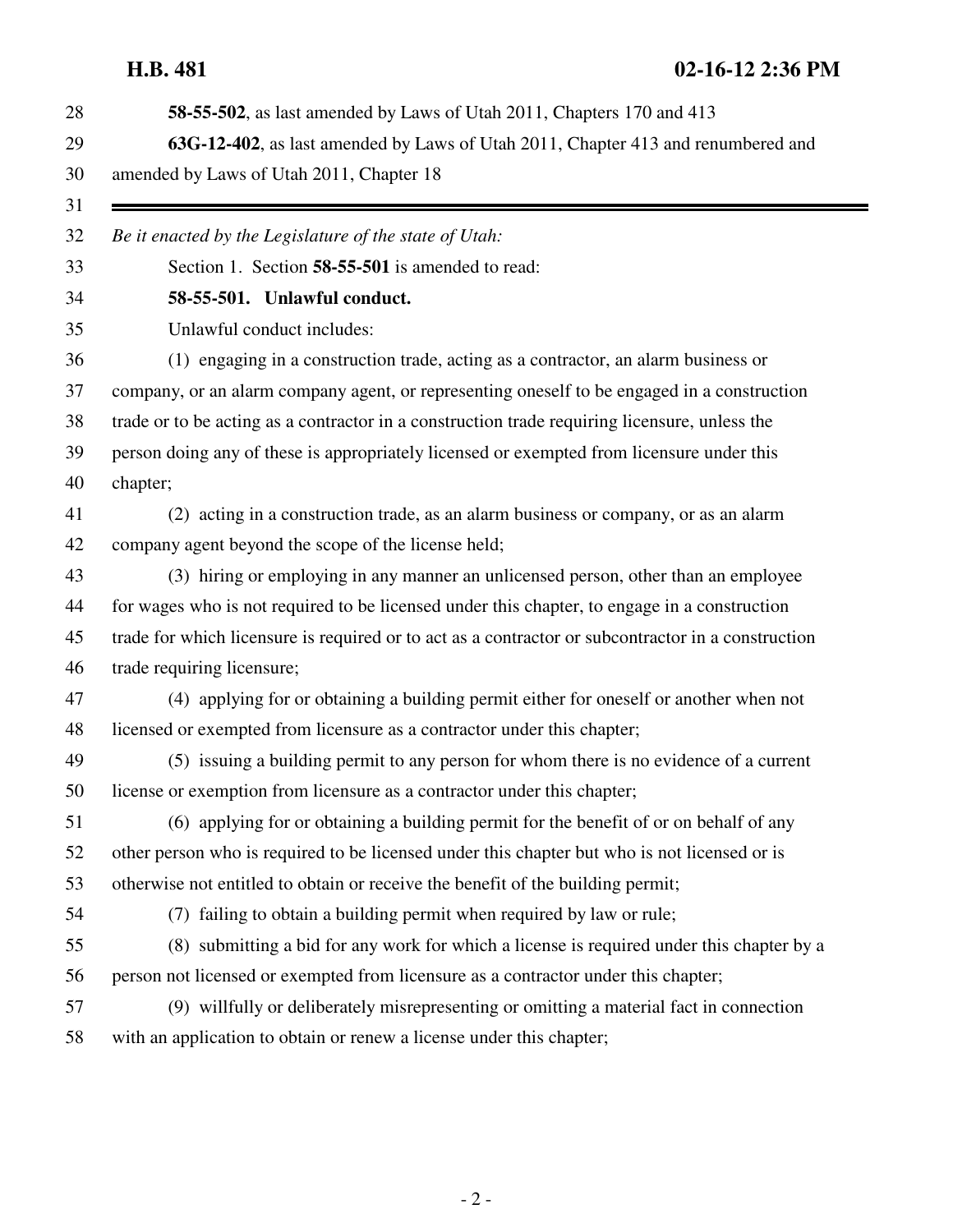**58-55-502**, as last amended by Laws of Utah 2011, Chapters 170 and 413

**63G-12-402**, as last amended by Laws of Utah 2011, Chapter 413 and renumbered and amended by Laws of Utah 2011, Chapter 18

---

*Be it enacted by the Legislature of the state of Utah:*

Section 1. Section **58-55-501** is amended to read:

**58-55-501. Unlawful conduct.**

Unlawful conduct includes:

(1) engaging in a construction trade, acting as a contractor, an alarm business or company, or an alarm company agent, or representing oneself to be engaged in a construction trade or to be acting as a contractor in a construction trade requiring licensure, unless the person doing any of these is appropriately licensed or exempted from licensure under this chapter;

(2) acting in a construction trade, as an alarm business or company, or as an alarm company agent beyond the scope of the license held;

(3) hiring or employing in any manner an unlicensed person, other than an employee for wages who is not required to be licensed under this chapter, to engage in a construction trade for which licensure is required or to act as a contractor or subcontractor in a construction trade requiring licensure;

(4) applying for or obtaining a building permit either for oneself or another when not licensed or exempted from licensure as a contractor under this chapter;

(5) issuing a building permit to any person for whom there is no evidence of a current license or exemption from licensure as a contractor under this chapter;

(6) applying for or obtaining a building permit for the benefit of or on behalf of any other person who is required to be licensed under this chapter but who is not licensed or is otherwise not entitled to obtain or receive the benefit of the building permit;

(7) failing to obtain a building permit when required by law or rule;

(8) submitting a bid for any work for which a license is required under this chapter by a person not licensed or exempted from licensure as a contractor under this chapter;

(9) willfully or deliberately misrepresenting or omitting a material fact in connection with an application to obtain or renew a license under this chapter;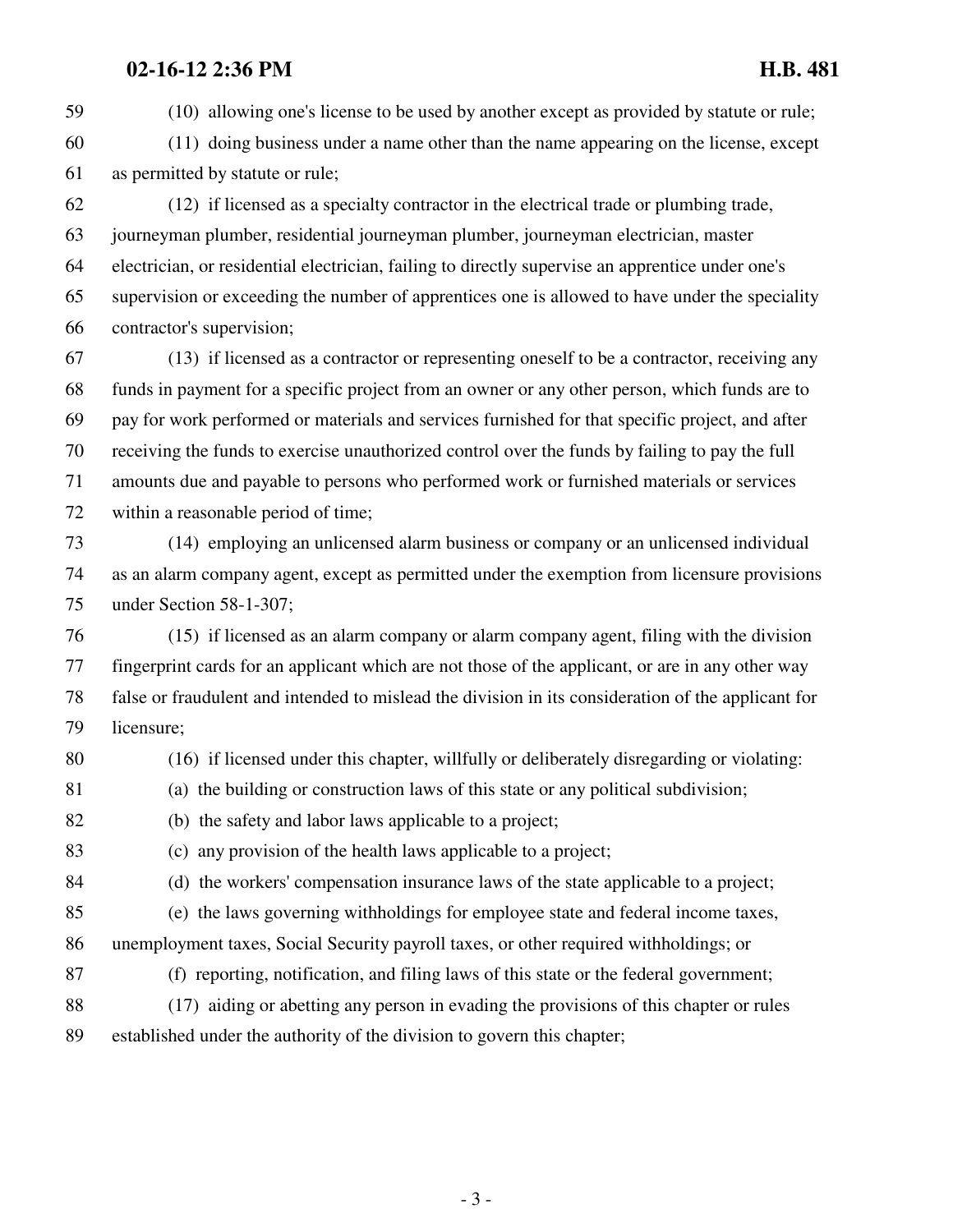(10) allowing one's license to be used by another except as provided by statute or rule;

(11) doing business under a name other than the name appearing on the license, except as permitted by statute or rule;

(12) if licensed as a specialty contractor in the electrical trade or plumbing trade, journeyman plumber, residential journeyman plumber, journeyman electrician, master electrician, or residential electrician, failing to directly supervise an apprentice under one's supervision or exceeding the number of apprentices one is allowed to have under the speciality contractor's supervision;

(13) if licensed as a contractor or representing oneself to be a contractor, receiving any funds in payment for a specific project from an owner or any other person, which funds are to pay for work performed or materials and services furnished for that specific project, and after receiving the funds to exercise unauthorized control over the funds by failing to pay the full amounts due and payable to persons who performed work or furnished materials or services within a reasonable period of time;

(14) employing an unlicensed alarm business or company or an unlicensed individual as an alarm company agent, except as permitted under the exemption from licensure provisions under Section 58-1-307;

(15) if licensed as an alarm company or alarm company agent, filing with the division fingerprint cards for an applicant which are not those of the applicant, or are in any other way false or fraudulent and intended to mislead the division in its consideration of the applicant for licensure;

(16) if licensed under this chapter, willfully or deliberately disregarding or violating:

(a) the building or construction laws of this state or any political subdivision;

(b) the safety and labor laws applicable to a project;

(c) any provision of the health laws applicable to a project;

(d) the workers' compensation insurance laws of the state applicable to a project;

(e) the laws governing withholdings for employee state and federal income taxes, unemployment taxes, Social Security payroll taxes, or other required withholdings; or

(f) reporting, notification, and filing laws of this state or the federal government;

(17) aiding or abetting any person in evading the provisions of this chapter or rules established under the authority of the division to govern this chapter;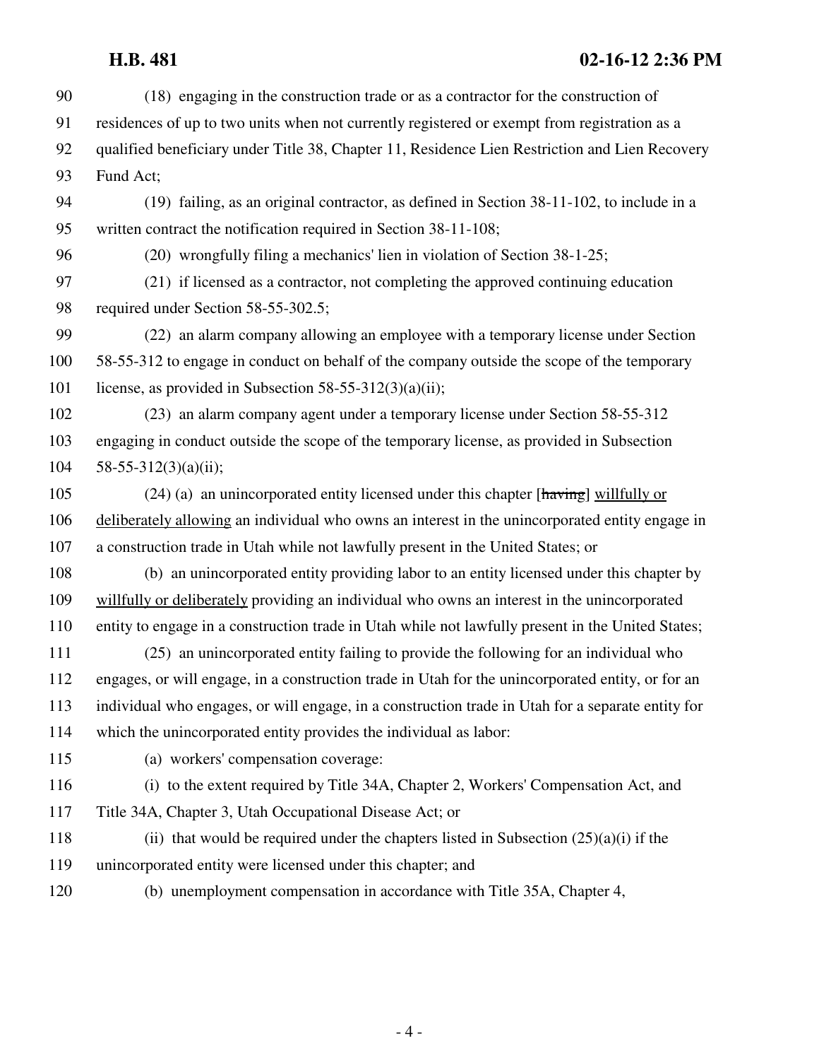(18) engaging in the construction trade or as a contractor for the construction of residences of up to two units when not currently registered or exempt from registration as a qualified beneficiary under Title 38, Chapter 11, Residence Lien Restriction and Lien Recovery Fund Act;

(19) failing, as an original contractor, as defined in Section 38-11-102, to include in a written contract the notification required in Section 38-11-108;

(20) wrongfully filing a mechanics' lien in violation of Section 38-1-25;

(21) if licensed as a contractor, not completing the approved continuing education required under Section 58-55-302.5;

(22) an alarm company allowing an employee with a temporary license under Section 58-55-312 to engage in conduct on behalf of the company outside the scope of the temporary license, as provided in Subsection 58-55-312(3)(a)(ii);

(23) an alarm company agent under a temporary license under Section 58-55-312 engaging in conduct outside the scope of the temporary license, as provided in Subsection 58-55-312(3)(a)(ii);

(24) (a) an unincorporated entity licensed under this chapter [~~having~~] <u>willfully or deliberately allowing</u> an individual who owns an interest in the unincorporated entity engage in a construction trade in Utah while not lawfully present in the United States; or

(b) an unincorporated entity providing labor to an entity licensed under this chapter by <u>willfully or deliberately</u> providing an individual who owns an interest in the unincorporated entity to engage in a construction trade in Utah while not lawfully present in the United States;

(25) an unincorporated entity failing to provide the following for an individual who engages, or will engage, in a construction trade in Utah for the unincorporated entity, or for an individual who engages, or will engage, in a construction trade in Utah for a separate entity for which the unincorporated entity provides the individual as labor:

(a) workers' compensation coverage:

(i) to the extent required by Title 34A, Chapter 2, Workers' Compensation Act, and Title 34A, Chapter 3, Utah Occupational Disease Act; or

(ii) that would be required under the chapters listed in Subsection (25)(a)(i) if the unincorporated entity were licensed under this chapter; and

(b) unemployment compensation in accordance with Title 35A, Chapter 4,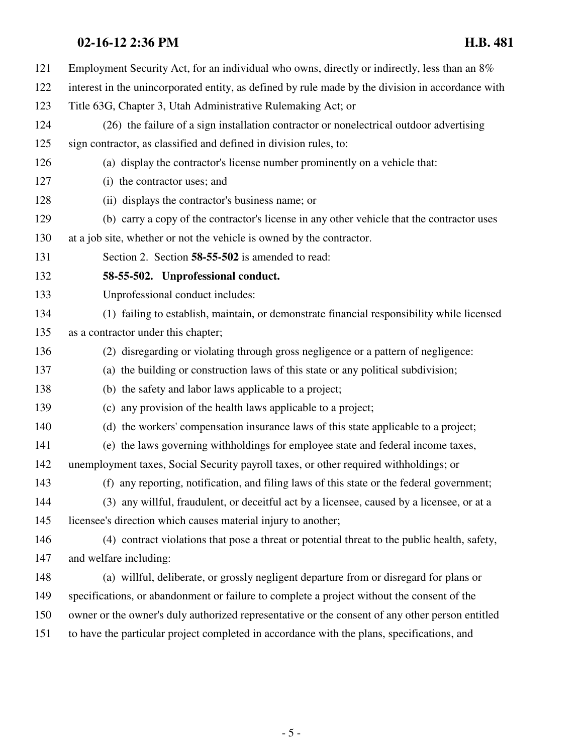Employment Security Act, for an individual who owns, directly or indirectly, less than an 8% interest in the unincorporated entity, as defined by rule made by the division in accordance with Title 63G, Chapter 3, Utah Administrative Rulemaking Act; or

(26) the failure of a sign installation contractor or nonelectrical outdoor advertising sign contractor, as classified and defined in division rules, to:

(a) display the contractor's license number prominently on a vehicle that:

(i) the contractor uses; and

(ii) displays the contractor's business name; or

(b) carry a copy of the contractor's license in any other vehicle that the contractor uses at a job site, whether or not the vehicle is owned by the contractor.

Section 2. Section **58-55-502** is amended to read:

**58-55-502. Unprofessional conduct.**

Unprofessional conduct includes:

(1) failing to establish, maintain, or demonstrate financial responsibility while licensed as a contractor under this chapter;

(2) disregarding or violating through gross negligence or a pattern of negligence:

(a) the building or construction laws of this state or any political subdivision;

(b) the safety and labor laws applicable to a project;

(c) any provision of the health laws applicable to a project;

(d) the workers' compensation insurance laws of this state applicable to a project;

(e) the laws governing withholdings for employee state and federal income taxes, unemployment taxes, Social Security payroll taxes, or other required withholdings; or

(f) any reporting, notification, and filing laws of this state or the federal government;

(3) any willful, fraudulent, or deceitful act by a licensee, caused by a licensee, or at a licensee's direction which causes material injury to another;

(4) contract violations that pose a threat or potential threat to the public health, safety, and welfare including:

(a) willful, deliberate, or grossly negligent departure from or disregard for plans or specifications, or abandonment or failure to complete a project without the consent of the owner or the owner's duly authorized representative or the consent of any other person entitled to have the particular project completed in accordance with the plans, specifications, and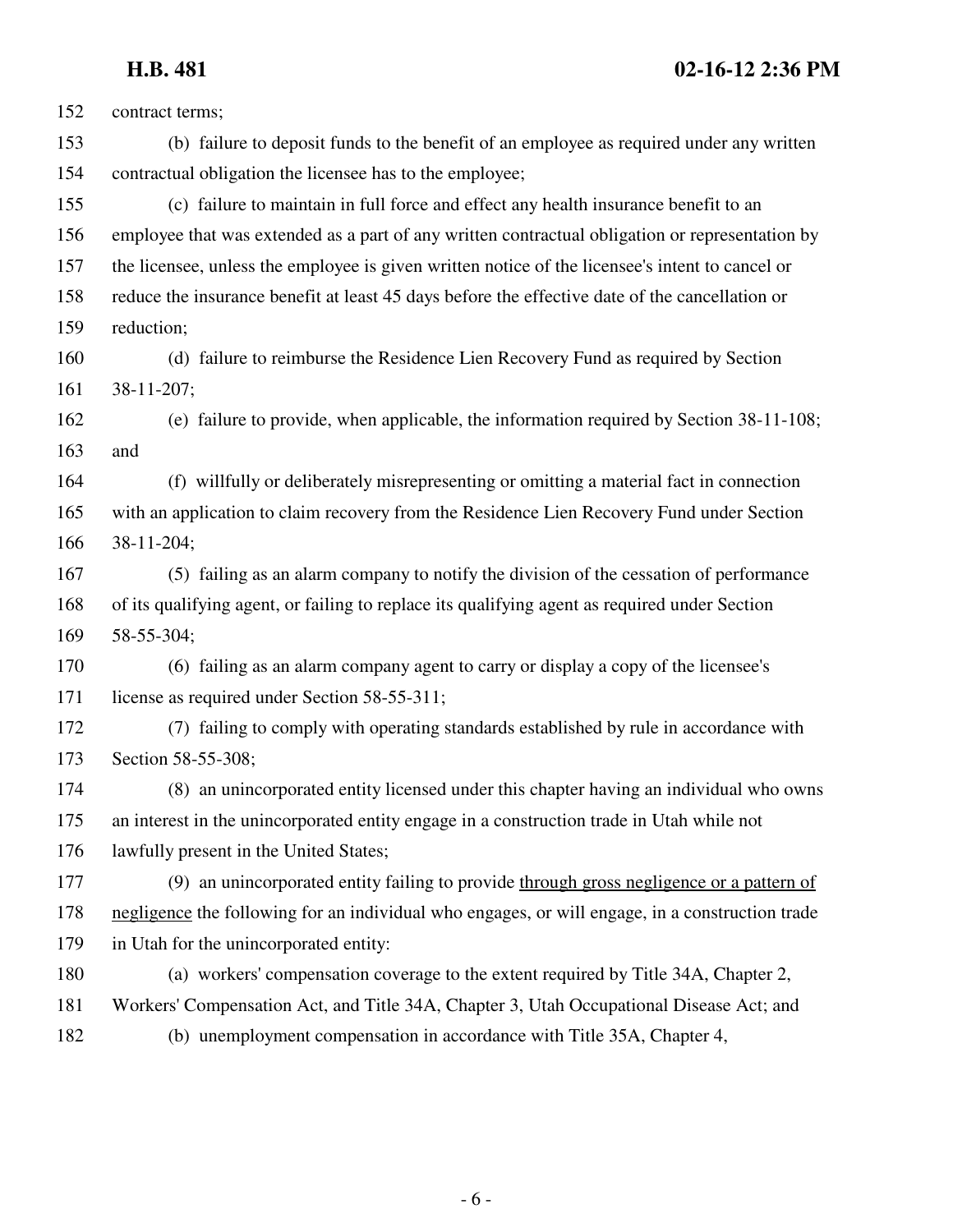contract terms;

(b) failure to deposit funds to the benefit of an employee as required under any written contractual obligation the licensee has to the employee;

(c) failure to maintain in full force and effect any health insurance benefit to an employee that was extended as a part of any written contractual obligation or representation by the licensee, unless the employee is given written notice of the licensee's intent to cancel or reduce the insurance benefit at least 45 days before the effective date of the cancellation or reduction;

(d) failure to reimburse the Residence Lien Recovery Fund as required by Section 38-11-207;

(e) failure to provide, when applicable, the information required by Section 38-11-108; and

(f) willfully or deliberately misrepresenting or omitting a material fact in connection with an application to claim recovery from the Residence Lien Recovery Fund under Section 38-11-204;

(5) failing as an alarm company to notify the division of the cessation of performance of its qualifying agent, or failing to replace its qualifying agent as required under Section 58-55-304;

(6) failing as an alarm company agent to carry or display a copy of the licensee's license as required under Section 58-55-311;

(7) failing to comply with operating standards established by rule in accordance with Section 58-55-308;

(8) an unincorporated entity licensed under this chapter having an individual who owns an interest in the unincorporated entity engage in a construction trade in Utah while not lawfully present in the United States;

(9) an unincorporated entity failing to provide <u>through gross negligence or a pattern of negligence</u> the following for an individual who engages, or will engage, in a construction trade in Utah for the unincorporated entity:

(a) workers' compensation coverage to the extent required by Title 34A, Chapter 2, Workers' Compensation Act, and Title 34A, Chapter 3, Utah Occupational Disease Act; and

(b) unemployment compensation in accordance with Title 35A, Chapter 4,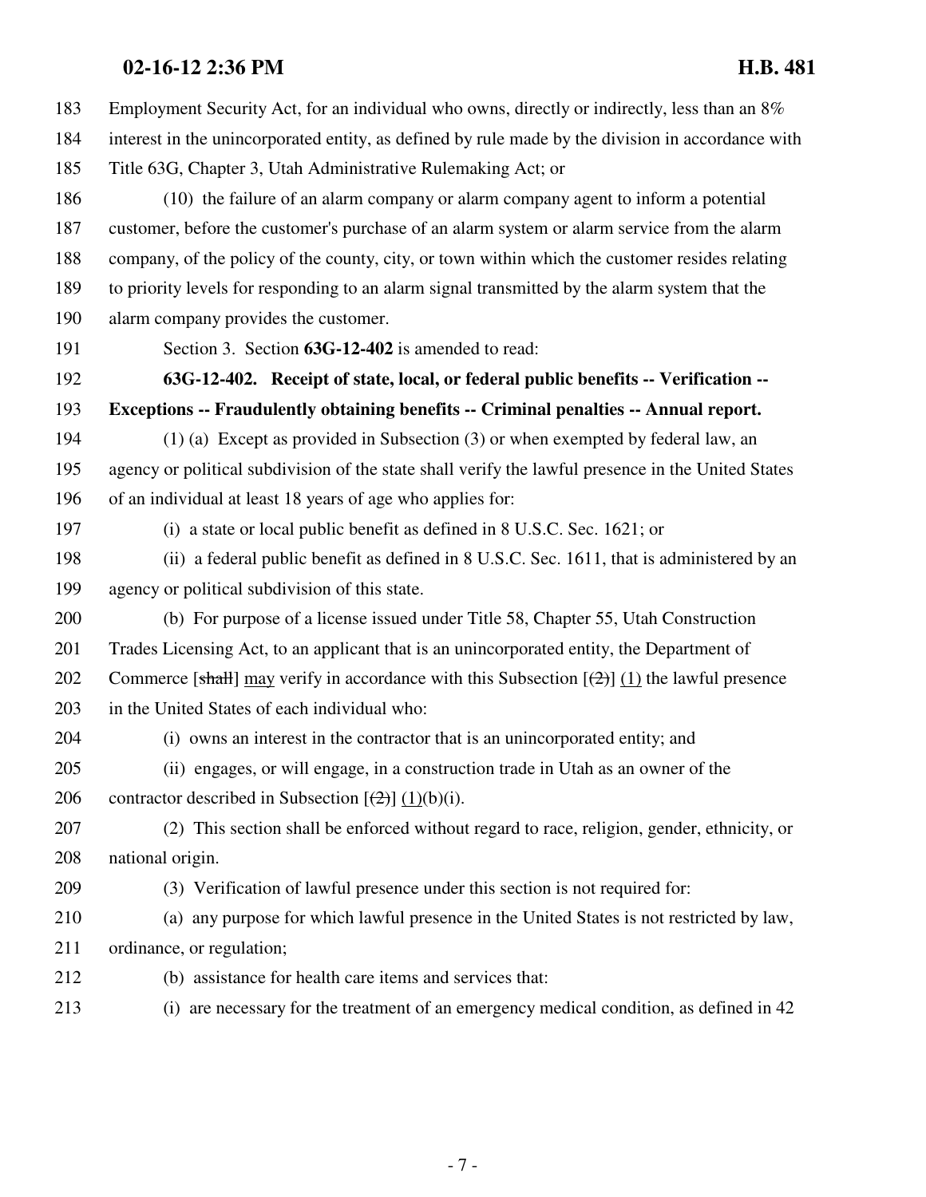183 Employment Security Act, for an individual who owns, directly or indirectly, less than an 8%
184 interest in the unincorporated entity, as defined by rule made by the division in accordance with
185 Title 63G, Chapter 3, Utah Administrative Rulemaking Act; or

186 (10) the failure of an alarm company or alarm company agent to inform a potential
187 customer, before the customer's purchase of an alarm system or alarm service from the alarm
188 company, of the policy of the county, city, or town within which the customer resides relating
189 to priority levels for responding to an alarm signal transmitted by the alarm system that the
190 alarm company provides the customer.

191 Section 3. Section **63G-12-402** is amended to read:

192 **63G-12-402. Receipt of state, local, or federal public benefits -- Verification --**
193 **Exceptions -- Fraudulently obtaining benefits -- Criminal penalties -- Annual report.**

194 (1) (a) Except as provided in Subsection (3) or when exempted by federal law, an
195 agency or political subdivision of the state shall verify the lawful presence in the United States
196 of an individual at least 18 years of age who applies for:

197 (i) a state or local public benefit as defined in 8 U.S.C. Sec. 1621; or

198 (ii) a federal public benefit as defined in 8 U.S.C. Sec. 1611, that is administered by an
199 agency or political subdivision of this state.

200 (b) For purpose of a license issued under Title 58, Chapter 55, Utah Construction
201 Trades Licensing Act, to an applicant that is an unincorporated entity, the Department of
202 Commerce [~~shall~~] <u>may</u> verify in accordance with this Subsection [~~(2)~~] <u>(1)</u> the lawful presence
203 in the United States of each individual who:

204 (i) owns an interest in the contractor that is an unincorporated entity; and

205 (ii) engages, or will engage, in a construction trade in Utah as an owner of the
206 contractor described in Subsection [~~(2)~~] <u>(1)</u>(b)(i).

207 (2) This section shall be enforced without regard to race, religion, gender, ethnicity, or
208 national origin.

209 (3) Verification of lawful presence under this section is not required for:

210 (a) any purpose for which lawful presence in the United States is not restricted by law,
211 ordinance, or regulation;

212 (b) assistance for health care items and services that:

213 (i) are necessary for the treatment of an emergency medical condition, as defined in 42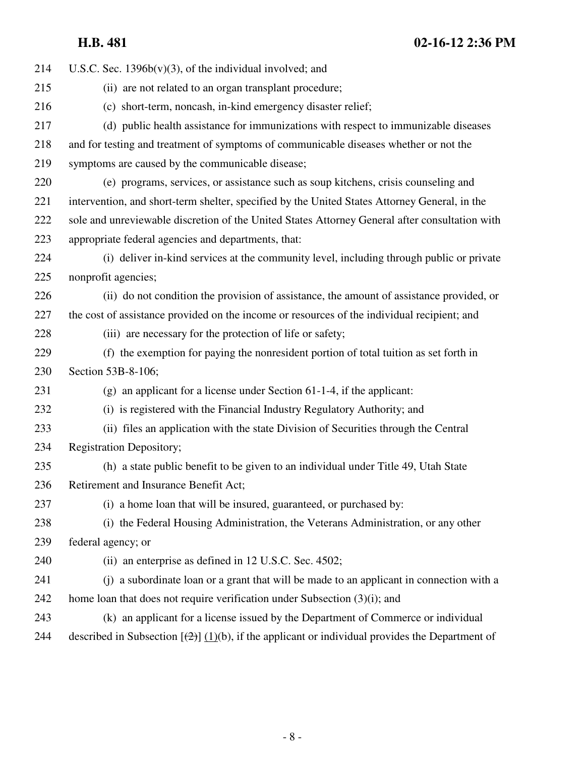214 U.S.C. Sec. 1396b(v)(3), of the individual involved; and

215 (ii) are not related to an organ transplant procedure;

216 (c) short-term, noncash, in-kind emergency disaster relief;

217 (d) public health assistance for immunizations with respect to immunizable diseases

218 and for testing and treatment of symptoms of communicable diseases whether or not the

219 symptoms are caused by the communicable disease;

220 (e) programs, services, or assistance such as soup kitchens, crisis counseling and

221 intervention, and short-term shelter, specified by the United States Attorney General, in the

222 sole and unreviewable discretion of the United States Attorney General after consultation with

223 appropriate federal agencies and departments, that:

224 (i) deliver in-kind services at the community level, including through public or private

225 nonprofit agencies;

226 (ii) do not condition the provision of assistance, the amount of assistance provided, or

227 the cost of assistance provided on the income or resources of the individual recipient; and

228 (iii) are necessary for the protection of life or safety;

229 (f) the exemption for paying the nonresident portion of total tuition as set forth in

230 Section 53B-8-106;

231 (g) an applicant for a license under Section 61-1-4, if the applicant:

232 (i) is registered with the Financial Industry Regulatory Authority; and

233 (ii) files an application with the state Division of Securities through the Central

234 Registration Depository;

235 (h) a state public benefit to be given to an individual under Title 49, Utah State

236 Retirement and Insurance Benefit Act;

237 (i) a home loan that will be insured, guaranteed, or purchased by:

238 (i) the Federal Housing Administration, the Veterans Administration, or any other

239 federal agency; or

240 (ii) an enterprise as defined in 12 U.S.C. Sec. 4502;

241 (j) a subordinate loan or a grant that will be made to an applicant in connection with a

242 home loan that does not require verification under Subsection (3)(i); and

243 (k) an applicant for a license issued by the Department of Commerce or individual

244 described in Subsection [~~(2)~~] (1)(b), if the applicant or individual provides the Department of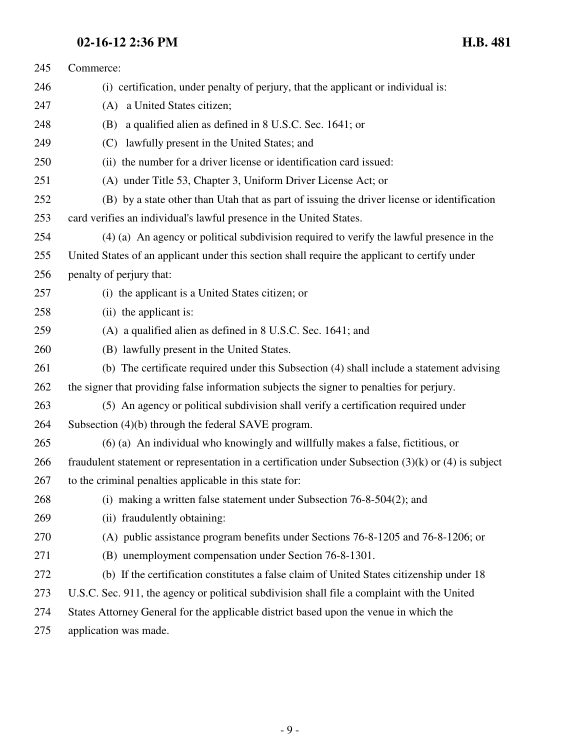Commerce:

(i) certification, under penalty of perjury, that the applicant or individual is:

(A) a United States citizen;

(B) a qualified alien as defined in 8 U.S.C. Sec. 1641; or

(C) lawfully present in the United States; and

(ii) the number for a driver license or identification card issued:

(A) under Title 53, Chapter 3, Uniform Driver License Act; or

(B) by a state other than Utah that as part of issuing the driver license or identification card verifies an individual's lawful presence in the United States.

(4) (a) An agency or political subdivision required to verify the lawful presence in the United States of an applicant under this section shall require the applicant to certify under penalty of perjury that:

(i) the applicant is a United States citizen; or

(ii) the applicant is:

(A) a qualified alien as defined in 8 U.S.C. Sec. 1641; and

(B) lawfully present in the United States.

(b) The certificate required under this Subsection (4) shall include a statement advising the signer that providing false information subjects the signer to penalties for perjury.

(5) An agency or political subdivision shall verify a certification required under Subsection (4)(b) through the federal SAVE program.

(6) (a) An individual who knowingly and willfully makes a false, fictitious, or fraudulent statement or representation in a certification under Subsection (3)(k) or (4) is subject to the criminal penalties applicable in this state for:

(i) making a written false statement under Subsection 76-8-504(2); and

(ii) fraudulently obtaining:

(A) public assistance program benefits under Sections 76-8-1205 and 76-8-1206; or

(B) unemployment compensation under Section 76-8-1301.

(b) If the certification constitutes a false claim of United States citizenship under 18 U.S.C. Sec. 911, the agency or political subdivision shall file a complaint with the United States Attorney General for the applicable district based upon the venue in which the application was made.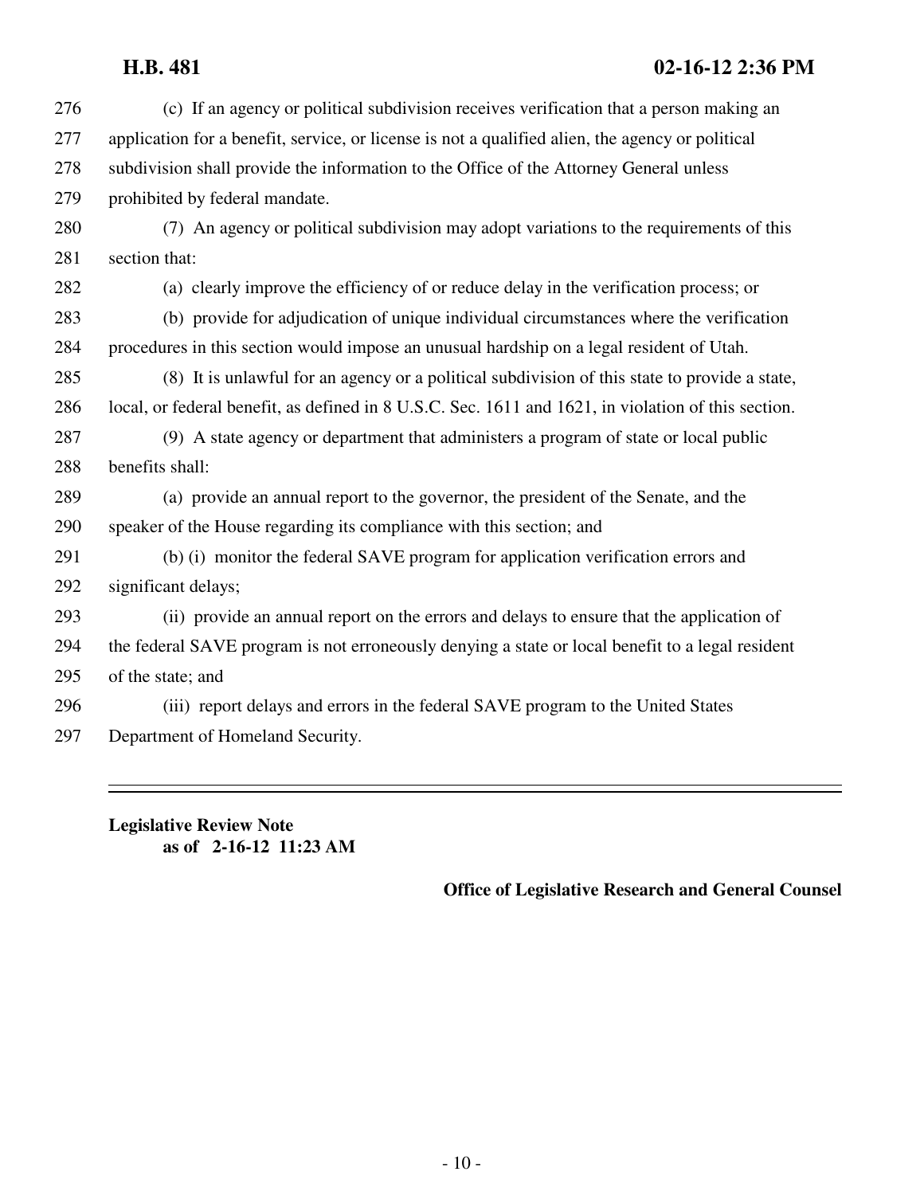(c) If an agency or political subdivision receives verification that a person making an application for a benefit, service, or license is not a qualified alien, the agency or political subdivision shall provide the information to the Office of the Attorney General unless prohibited by federal mandate.

(7) An agency or political subdivision may adopt variations to the requirements of this section that:

(a) clearly improve the efficiency of or reduce delay in the verification process; or

(b) provide for adjudication of unique individual circumstances where the verification procedures in this section would impose an unusual hardship on a legal resident of Utah.

(8) It is unlawful for an agency or a political subdivision of this state to provide a state, local, or federal benefit, as defined in 8 U.S.C. Sec. 1611 and 1621, in violation of this section.

(9) A state agency or department that administers a program of state or local public benefits shall:

(a) provide an annual report to the governor, the president of the Senate, and the speaker of the House regarding its compliance with this section; and

(b) (i) monitor the federal SAVE program for application verification errors and significant delays;

(ii) provide an annual report on the errors and delays to ensure that the application of the federal SAVE program is not erroneously denying a state or local benefit to a legal resident of the state; and

(iii) report delays and errors in the federal SAVE program to the United States Department of Homeland Security.

---

**Legislative Review Note**
**as of 2-16-12 11:23 AM**

**Office of Legislative Research and General Counsel**